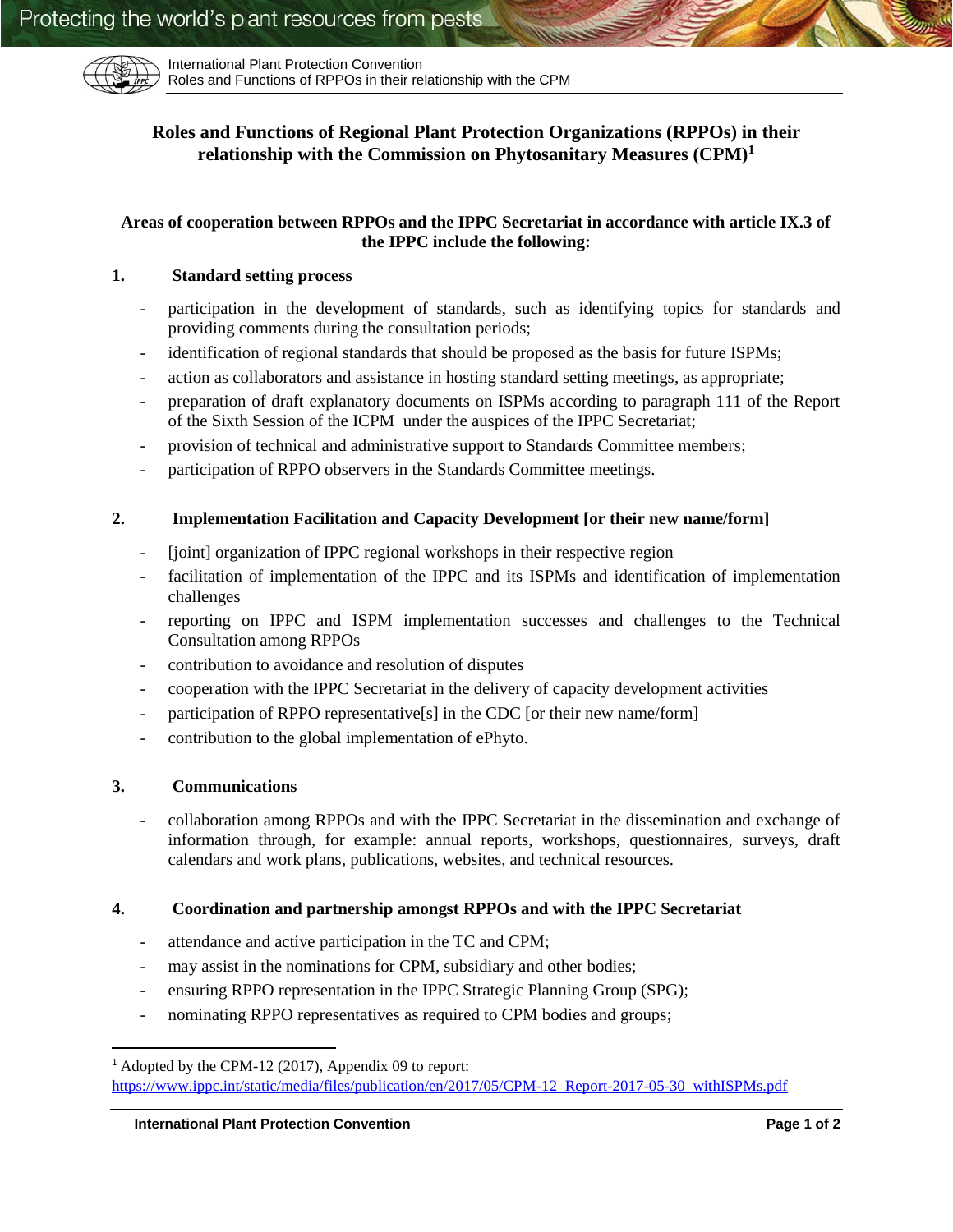# Roles and Functions of Regional Plant Protection Organizations (RPPOs) in their relationship with the Commission on Phytosanitary Measures (CPM)[1]

### Areas of cooperation between RPPOs and the IPPC Secretariat in accordance with article IX.3 of the IPPC include the following:

## 1. Standard setting process

- participation in the development of standards, such as identifying topics for standards and providing comments during the consultation periods;
- identification of regional standards that should be proposed as the basis for future ISPMs;
- action as collaborators and assistance in hosting standard setting meetings, as appropriate;
- preparation of draft explanatory documents on ISPMs according to paragraph 111 of the Report of the Sixth Session of the ICPM under the auspices of the IPPC Secretariat;
- provision of technical and administrative support to Standards Committee members;
- participation of RPPO observers in the Standards Committee meetings.

## 2. Implementation Facilitation and Capacity Development [or their new name/form]

- [joint] organization of IPPC regional workshops in their respective region
- facilitation of implementation of the IPPC and its ISPMs and identification of implementation challenges
- reporting on IPPC and ISPM implementation successes and challenges to the Technical Consultation among RPPOs
- contribution to avoidance and resolution of disputes
- cooperation with the IPPC Secretariat in the delivery of capacity development activities
- participation of RPPO representative[s] in the CDC [or their new name/form]
- contribution to the global implementation of ePhyto.

## 3. Communications

- collaboration among RPPOs and with the IPPC Secretariat in the dissemination and exchange of information through, for example: annual reports, workshops, questionnaires, surveys, draft calendars and work plans, publications, websites, and technical resources.

## 4. Coordination and partnership amongst RPPOs and with the IPPC Secretariat

- attendance and active participation in the TC and CPM;
- may assist in the nominations for CPM, subsidiary and other bodies;
- ensuring RPPO representation in the IPPC Strategic Planning Group (SPG);
- nominating RPPO representatives as required to CPM bodies and groups;

---

[1] Adopted by the CPM-12 (2017), Appendix 09 to report: https://www.ippc.int/static/media/files/publication/en/2017/05/CPM-12_Report-2017-05-30_withISPMs.pdf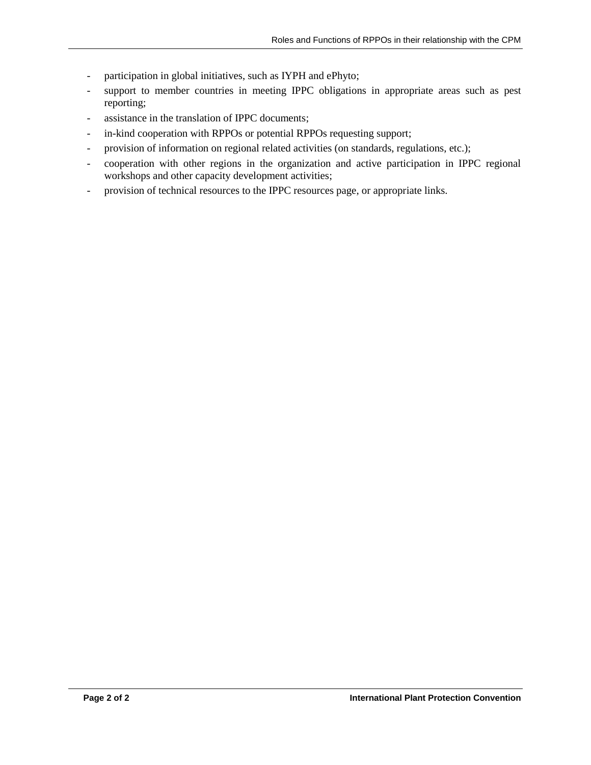- participation in global initiatives, such as IYPH and ePhyto;
- support to member countries in meeting IPPC obligations in appropriate areas such as pest reporting;
- assistance in the translation of IPPC documents;
- in-kind cooperation with RPPOs or potential RPPOs requesting support;
- provision of information on regional related activities (on standards, regulations, etc.);
- cooperation with other regions in the organization and active participation in IPPC regional workshops and other capacity development activities;
- provision of technical resources to the IPPC resources page, or appropriate links.